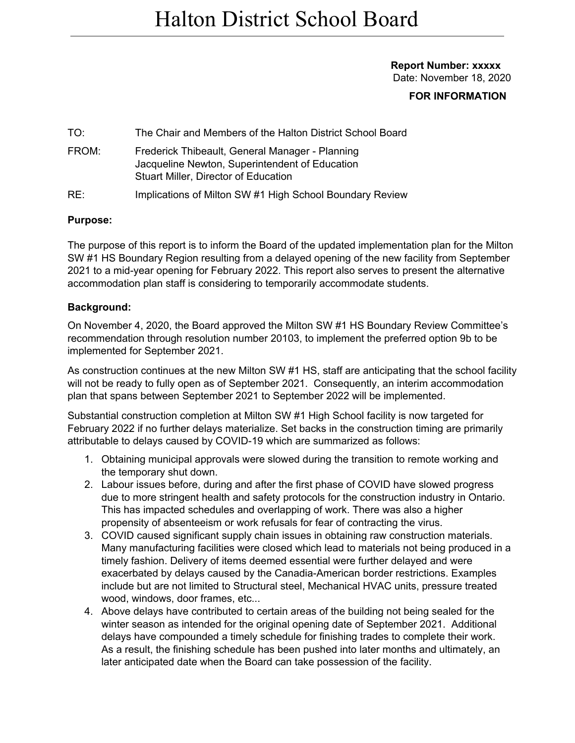# Halton District School Board

**Report Number: xxxxx**
Date: November 18, 2020

**FOR INFORMATION**

TO: The Chair and Members of the Halton District School Board

FROM: Frederick Thibeault, General Manager - Planning
Jacqueline Newton, Superintendent of Education
Stuart Miller, Director of Education

RE: Implications of Milton SW #1 High School Boundary Review

**Purpose:**

The purpose of this report is to inform the Board of the updated implementation plan for the Milton SW #1 HS Boundary Region resulting from a delayed opening of the new facility from September 2021 to a mid-year opening for February 2022. This report also serves to present the alternative accommodation plan staff is considering to temporarily accommodate students.

**Background:**

On November 4, 2020, the Board approved the Milton SW #1 HS Boundary Review Committee's recommendation through resolution number 20103, to implement the preferred option 9b to be implemented for September 2021.

As construction continues at the new Milton SW #1 HS, staff are anticipating that the school facility will not be ready to fully open as of September 2021. Consequently, an interim accommodation plan that spans between September 2021 to September 2022 will be implemented.

Substantial construction completion at Milton SW #1 High School facility is now targeted for February 2022 if no further delays materialize. Set backs in the construction timing are primarily attributable to delays caused by COVID-19 which are summarized as follows:

1. Obtaining municipal approvals were slowed during the transition to remote working and the temporary shut down.
2. Labour issues before, during and after the first phase of COVID have slowed progress due to more stringent health and safety protocols for the construction industry in Ontario. This has impacted schedules and overlapping of work. There was also a higher propensity of absenteeism or work refusals for fear of contracting the virus.
3. COVID caused significant supply chain issues in obtaining raw construction materials. Many manufacturing facilities were closed which lead to materials not being produced in a timely fashion. Delivery of items deemed essential were further delayed and were exacerbated by delays caused by the Canadia-American border restrictions. Examples include but are not limited to Structural steel, Mechanical HVAC units, pressure treated wood, windows, door frames, etc...
4. Above delays have contributed to certain areas of the building not being sealed for the winter season as intended for the original opening date of September 2021. Additional delays have compounded a timely schedule for finishing trades to complete their work. As a result, the finishing schedule has been pushed into later months and ultimately, an later anticipated date when the Board can take possession of the facility.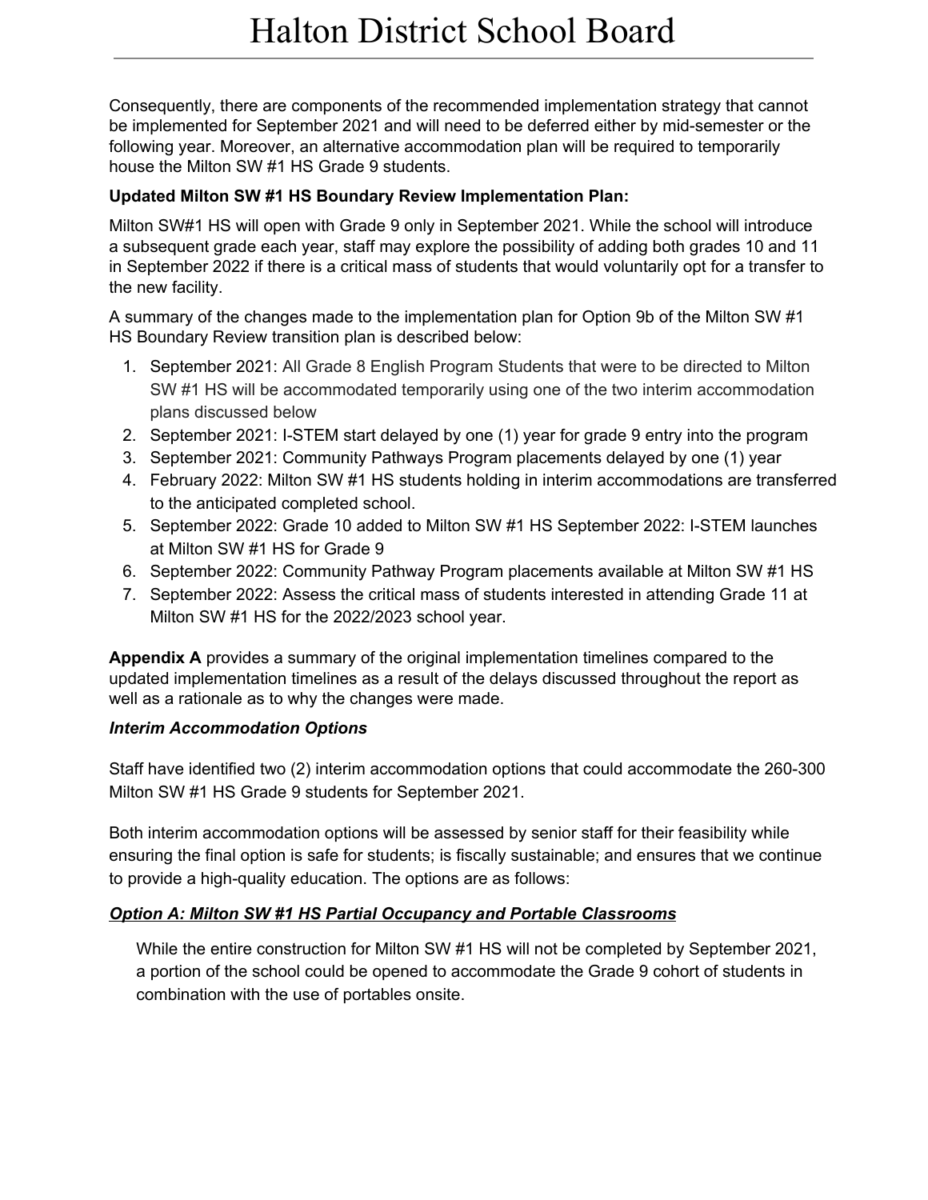Consequently, there are components of the recommended implementation strategy that cannot be implemented for September 2021 and will need to be deferred either by mid-semester or the following year. Moreover, an alternative accommodation plan will be required to temporarily house the Milton SW #1 HS Grade 9 students.

**Updated Milton SW #1 HS Boundary Review Implementation Plan:**

Milton SW#1 HS will open with Grade 9 only in September 2021. While the school will introduce a subsequent grade each year, staff may explore the possibility of adding both grades 10 and 11 in September 2022 if there is a critical mass of students that would voluntarily opt for a transfer to the new facility.

A summary of the changes made to the implementation plan for Option 9b of the Milton SW #1 HS Boundary Review transition plan is described below:

1. September 2021: All Grade 8 English Program Students that were to be directed to Milton SW #1 HS will be accommodated temporarily using one of the two interim accommodation plans discussed below
2. September 2021: I-STEM start delayed by one (1) year for grade 9 entry into the program
3. September 2021: Community Pathways Program placements delayed by one (1) year
4. February 2022: Milton SW #1 HS students holding in interim accommodations are transferred to the anticipated completed school.
5. September 2022: Grade 10 added to Milton SW #1 HS September 2022: I-STEM launches at Milton SW #1 HS for Grade 9
6. September 2022: Community Pathway Program placements available at Milton SW #1 HS
7. September 2022: Assess the critical mass of students interested in attending Grade 11 at Milton SW #1 HS for the 2022/2023 school year.

**Appendix A** provides a summary of the original implementation timelines compared to the updated implementation timelines as a result of the delays discussed throughout the report as well as a rationale as to why the changes were made.

***Interim Accommodation Options***

Staff have identified two (2) interim accommodation options that could accommodate the 260-300 Milton SW #1 HS Grade 9 students for September 2021.

Both interim accommodation options will be assessed by senior staff for their feasibility while ensuring the final option is safe for students; is fiscally sustainable; and ensures that we continue to provide a high-quality education. The options are as follows:

***Option A: Milton SW #1 HS Partial Occupancy and Portable Classrooms***

While the entire construction for Milton SW #1 HS will not be completed by September 2021, a portion of the school could be opened to accommodate the Grade 9 cohort of students in combination with the use of portables onsite.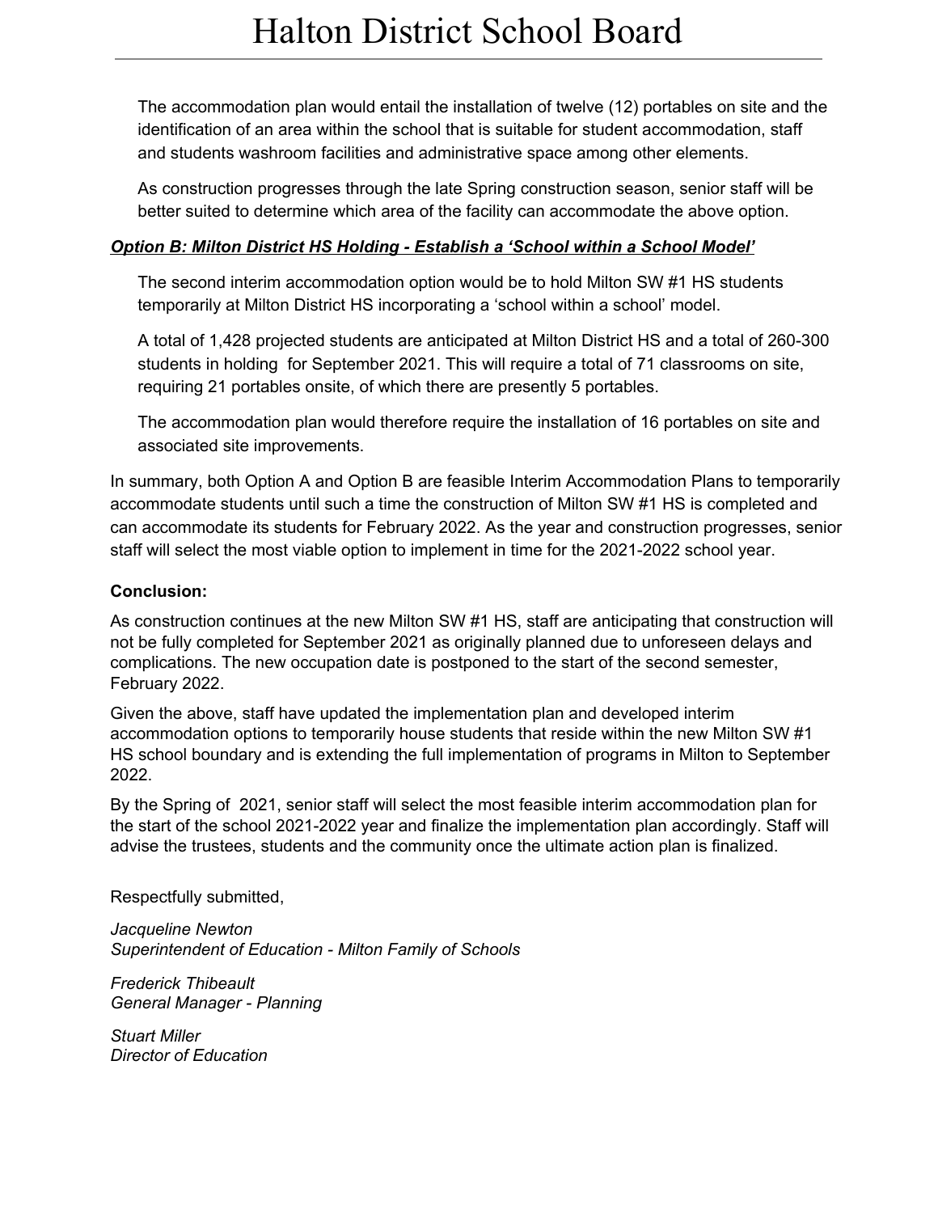The accommodation plan would entail the installation of twelve (12) portables on site and the identification of an area within the school that is suitable for student accommodation, staff and students washroom facilities and administrative space among other elements.

As construction progresses through the late Spring construction season, senior staff will be better suited to determine which area of the facility can accommodate the above option.

***Option B: Milton District HS Holding - Establish a 'School within a School Model'***

The second interim accommodation option would be to hold Milton SW #1 HS students temporarily at Milton District HS incorporating a 'school within a school' model.

A total of 1,428 projected students are anticipated at Milton District HS and a total of 260-300 students in holding for September 2021. This will require a total of 71 classrooms on site, requiring 21 portables onsite, of which there are presently 5 portables.

The accommodation plan would therefore require the installation of 16 portables on site and associated site improvements.

In summary, both Option A and Option B are feasible Interim Accommodation Plans to temporarily accommodate students until such a time the construction of Milton SW #1 HS is completed and can accommodate its students for February 2022. As the year and construction progresses, senior staff will select the most viable option to implement in time for the 2021-2022 school year.

**Conclusion:**

As construction continues at the new Milton SW #1 HS, staff are anticipating that construction will not be fully completed for September 2021 as originally planned due to unforeseen delays and complications. The new occupation date is postponed to the start of the second semester, February 2022.

Given the above, staff have updated the implementation plan and developed interim accommodation options to temporarily house students that reside within the new Milton SW #1 HS school boundary and is extending the full implementation of programs in Milton to September 2022.

By the Spring of 2021, senior staff will select the most feasible interim accommodation plan for the start of the school 2021-2022 year and finalize the implementation plan accordingly. Staff will advise the trustees, students and the community once the ultimate action plan is finalized.

Respectfully submitted,

*Jacqueline Newton*
*Superintendent of Education - Milton Family of Schools*

*Frederick Thibeault*
*General Manager - Planning*

*Stuart Miller*
*Director of Education*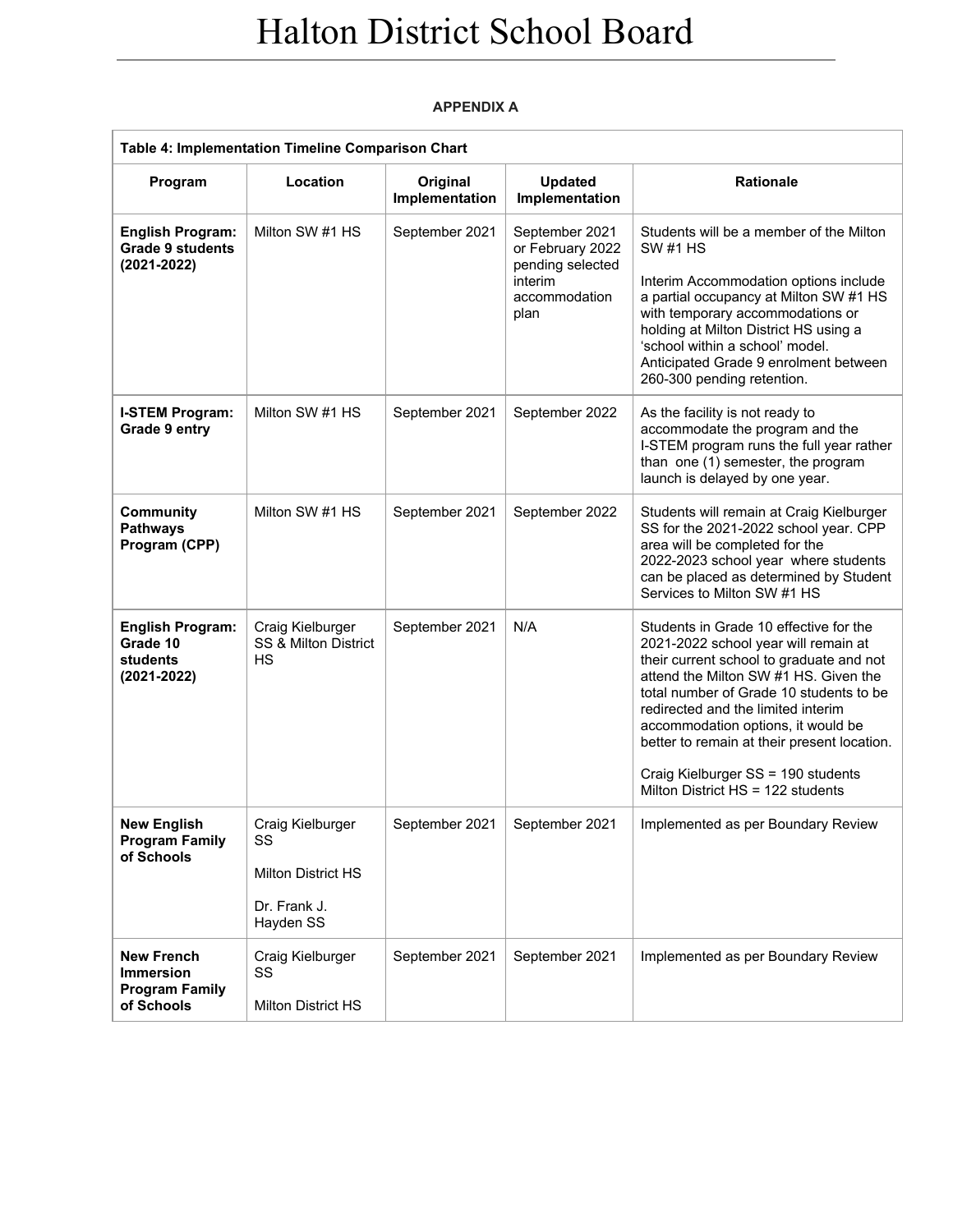# Halton District School Board

**APPENDIX A**

**Table 4: Implementation Timeline Comparison Chart**

| Program | Location | Original Implementation | Updated Implementation | Rationale |
|---|---|---|---|---|
| **English Program: Grade 9 students (2021-2022)** | Milton SW #1 HS | September 2021 | September 2021 or February 2022 pending selected interim accommodation plan | Students will be a member of the Milton SW #1 HS<br><br>Interim Accommodation options include a partial occupancy at Milton SW #1 HS with temporary accommodations or holding at Milton District HS using a 'school within a school' model. Anticipated Grade 9 enrolment between 260-300 pending retention. |
| **I-STEM Program: Grade 9 entry** | Milton SW #1 HS | September 2021 | September 2022 | As the facility is not ready to accommodate the program and the I-STEM program runs the full year rather than one (1) semester, the program launch is delayed by one year. |
| **Community Pathways Program (CPP)** | Milton SW #1 HS | September 2021 | September 2022 | Students will remain at Craig Kielburger SS for the 2021-2022 school year. CPP area will be completed for the 2022-2023 school year where students can be placed as determined by Student Services to Milton SW #1 HS |
| **English Program: Grade 10 students (2021-2022)** | Craig Kielburger SS & Milton District HS | September 2021 | N/A | Students in Grade 10 effective for the 2021-2022 school year will remain at their current school to graduate and not attend the Milton SW #1 HS. Given the total number of Grade 10 students to be redirected and the limited interim accommodation options, it would be better to remain at their present location.<br><br>Craig Kielburger SS = 190 students<br>Milton District HS = 122 students |
| **New English Program Family of Schools** | Craig Kielburger SS<br><br>Milton District HS<br><br>Dr. Frank J. Hayden SS | September 2021 | September 2021 | Implemented as per Boundary Review |
| **New French Immersion Program Family of Schools** | Craig Kielburger SS<br><br>Milton District HS | September 2021 | September 2021 | Implemented as per Boundary Review |